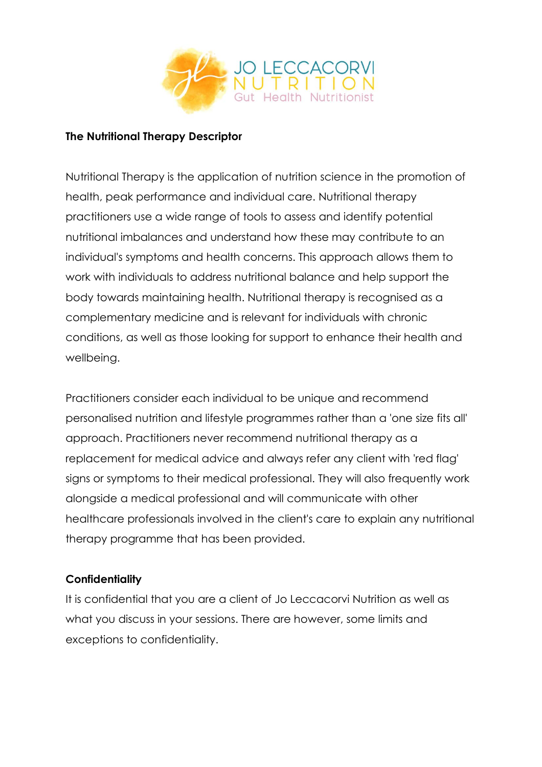JO LECCACORVI
NUTRITION
Gut Health Nutritionist

**The Nutritional Therapy Descriptor**

Nutritional Therapy is the application of nutrition science in the promotion of health, peak performance and individual care. Nutritional therapy practitioners use a wide range of tools to assess and identify potential nutritional imbalances and understand how these may contribute to an individual's symptoms and health concerns. This approach allows them to work with individuals to address nutritional balance and help support the body towards maintaining health. Nutritional therapy is recognised as a complementary medicine and is relevant for individuals with chronic conditions, as well as those looking for support to enhance their health and wellbeing.

Practitioners consider each individual to be unique and recommend personalised nutrition and lifestyle programmes rather than a 'one size fits all' approach. Practitioners never recommend nutritional therapy as a replacement for medical advice and always refer any client with 'red flag' signs or symptoms to their medical professional. They will also frequently work alongside a medical professional and will communicate with other healthcare professionals involved in the client's care to explain any nutritional therapy programme that has been provided.

**Confidentiality**

It is confidential that you are a client of Jo Leccacorvi Nutrition as well as what you discuss in your sessions. There are however, some limits and exceptions to confidentiality.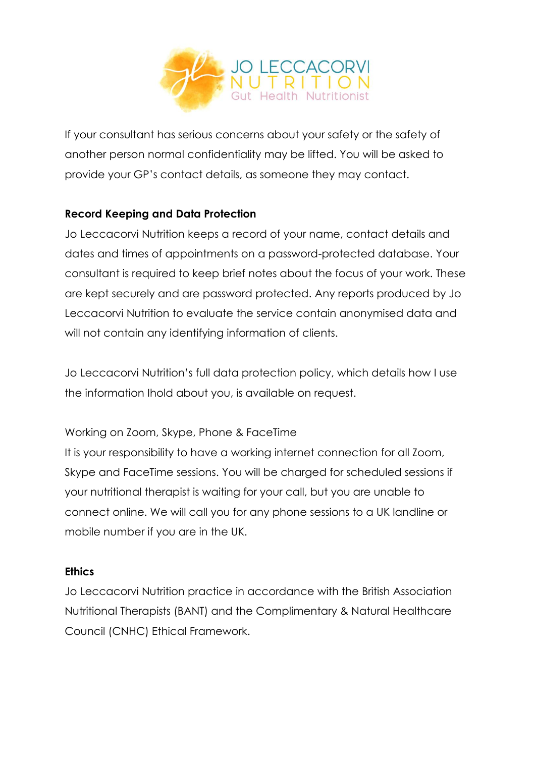If your consultant has serious concerns about your safety or the safety of another person normal confidentiality may be lifted. You will be asked to provide your GP's contact details, as someone they may contact.

**Record Keeping and Data Protection**

Jo Leccacorvi Nutrition keeps a record of your name, contact details and dates and times of appointments on a password-protected database. Your consultant is required to keep brief notes about the focus of your work. These are kept securely and are password protected. Any reports produced by Jo Leccacorvi Nutrition to evaluate the service contain anonymised data and will not contain any identifying information of clients.

Jo Leccacorvi Nutrition's full data protection policy, which details how I use the information Ihold about you, is available on request.

Working on Zoom, Skype, Phone & FaceTime

It is your responsibility to have a working internet connection for all Zoom, Skype and FaceTime sessions. You will be charged for scheduled sessions if your nutritional therapist is waiting for your call, but you are unable to connect online. We will call you for any phone sessions to a UK landline or mobile number if you are in the UK.

**Ethics**

Jo Leccacorvi Nutrition practice in accordance with the British Association Nutritional Therapists (BANT) and the Complimentary & Natural Healthcare Council (CNHC) Ethical Framework.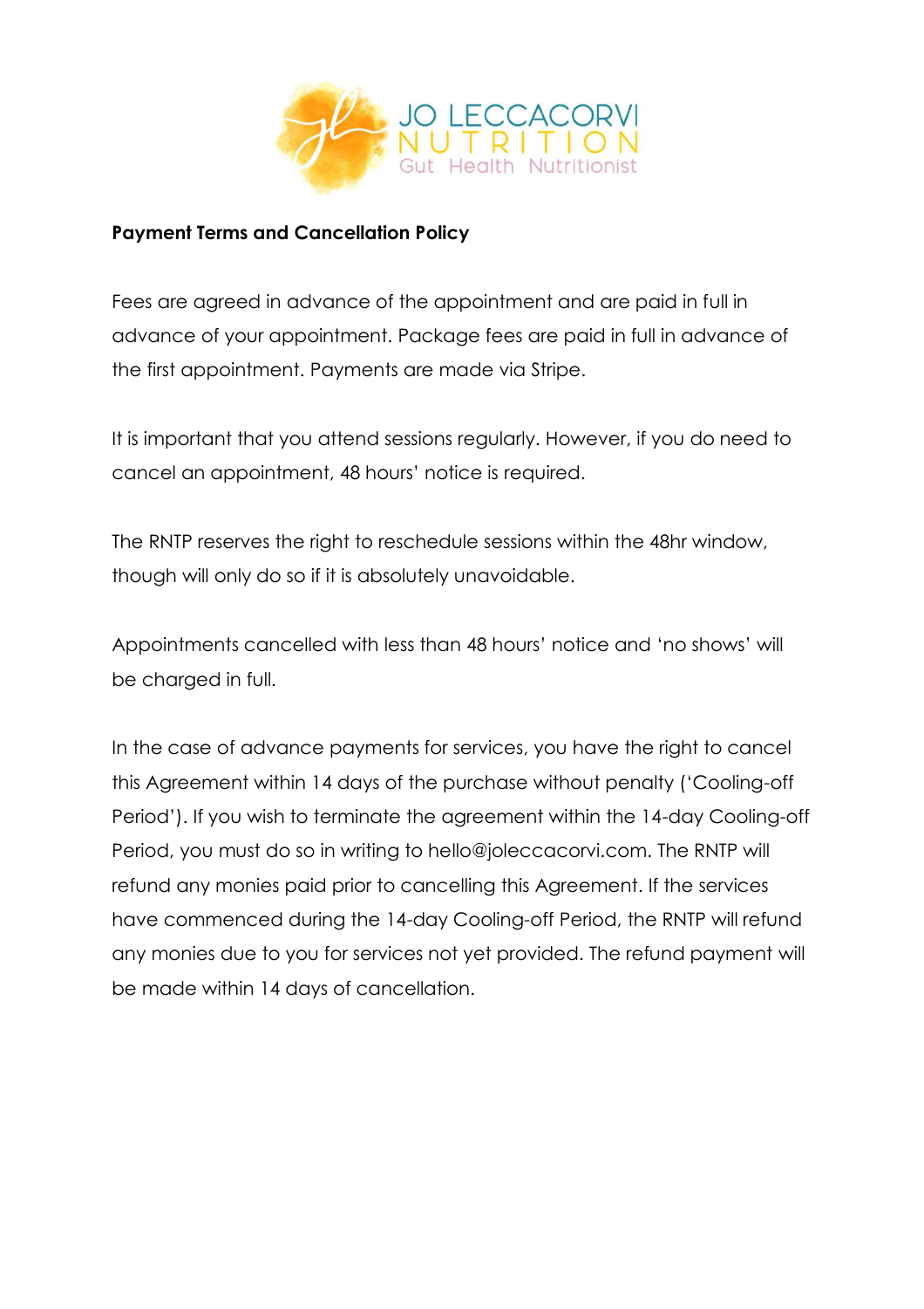**Payment Terms and Cancellation Policy**

Fees are agreed in advance of the appointment and are paid in full in advance of your appointment. Package fees are paid in full in advance of the first appointment. Payments are made via Stripe.

It is important that you attend sessions regularly. However, if you do need to cancel an appointment, 48 hours' notice is required.

The RNTP reserves the right to reschedule sessions within the 48hr window, though will only do so if it is absolutely unavoidable.

Appointments cancelled with less than 48 hours' notice and 'no shows' will be charged in full.

In the case of advance payments for services, you have the right to cancel this Agreement within 14 days of the purchase without penalty ('Cooling-off Period'). If you wish to terminate the agreement within the 14-day Cooling-off Period, you must do so in writing to hello@joleccacorvi.com. The RNTP will refund any monies paid prior to cancelling this Agreement. If the services have commenced during the 14-day Cooling-off Period, the RNTP will refund any monies due to you for services not yet provided. The refund payment will be made within 14 days of cancellation.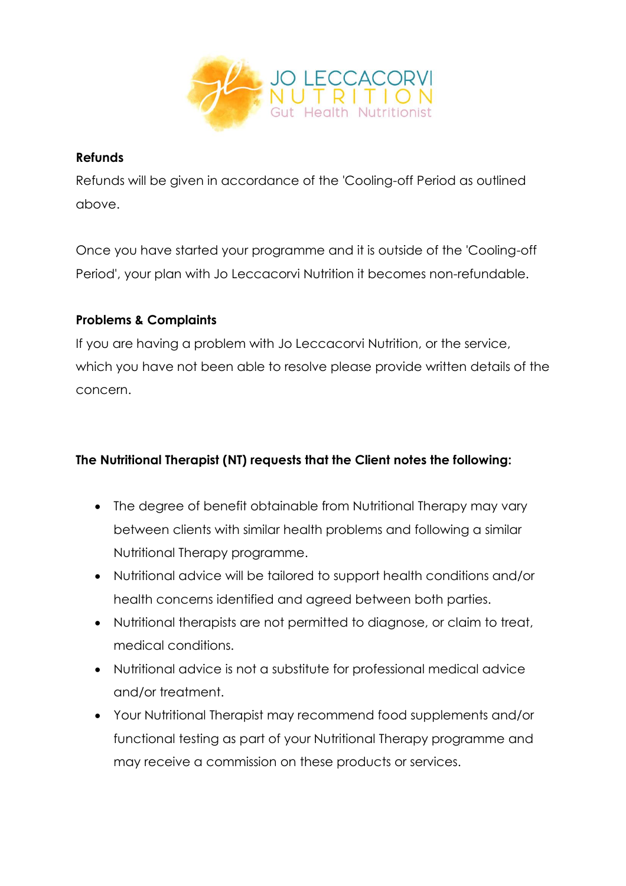**Refunds**

Refunds will be given in accordance of the 'Cooling-off Period as outlined above.

Once you have started your programme and it is outside of the 'Cooling-off Period', your plan with Jo Leccacorvi Nutrition it becomes non-refundable.

**Problems & Complaints**

If you are having a problem with Jo Leccacorvi Nutrition, or the service, which you have not been able to resolve please provide written details of the concern.

**The Nutritional Therapist (NT) requests that the Client notes the following:**

- The degree of benefit obtainable from Nutritional Therapy may vary between clients with similar health problems and following a similar Nutritional Therapy programme.
- Nutritional advice will be tailored to support health conditions and/or health concerns identified and agreed between both parties.
- Nutritional therapists are not permitted to diagnose, or claim to treat, medical conditions.
- Nutritional advice is not a substitute for professional medical advice and/or treatment.
- Your Nutritional Therapist may recommend food supplements and/or functional testing as part of your Nutritional Therapy programme and may receive a commission on these products or services.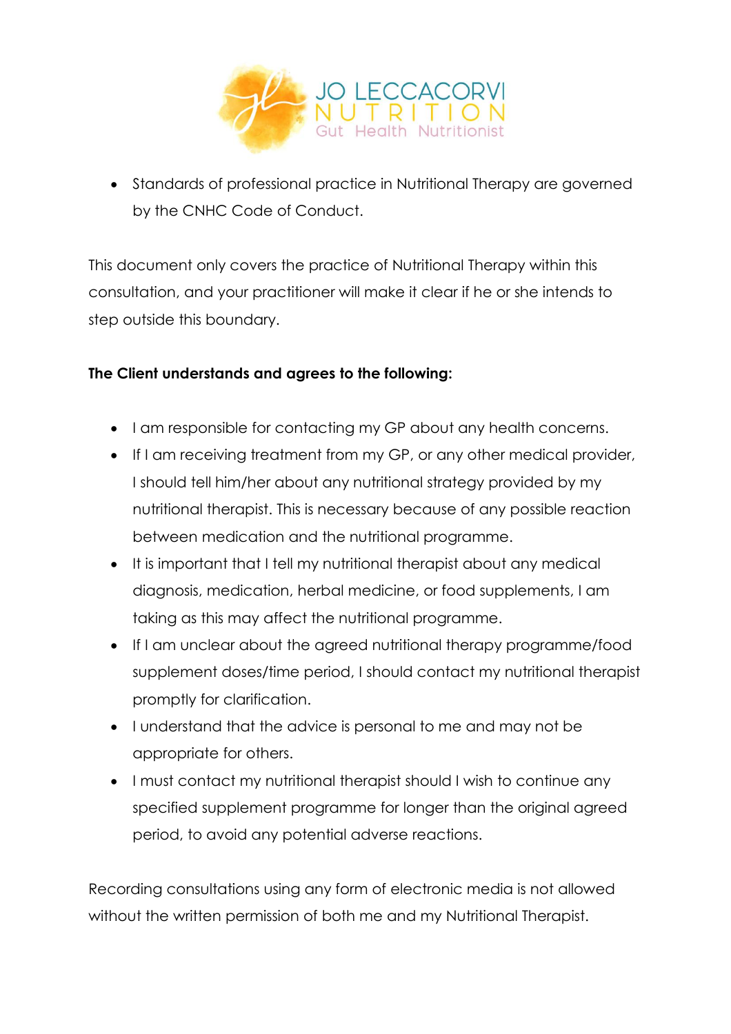- Standards of professional practice in Nutritional Therapy are governed by the CNHC Code of Conduct.

This document only covers the practice of Nutritional Therapy within this consultation, and your practitioner will make it clear if he or she intends to step outside this boundary.

**The Client understands and agrees to the following:**

- I am responsible for contacting my GP about any health concerns.
- If I am receiving treatment from my GP, or any other medical provider, I should tell him/her about any nutritional strategy provided by my nutritional therapist. This is necessary because of any possible reaction between medication and the nutritional programme.
- It is important that I tell my nutritional therapist about any medical diagnosis, medication, herbal medicine, or food supplements, I am taking as this may affect the nutritional programme.
- If I am unclear about the agreed nutritional therapy programme/food supplement doses/time period, I should contact my nutritional therapist promptly for clarification.
- I understand that the advice is personal to me and may not be appropriate for others.
- I must contact my nutritional therapist should I wish to continue any specified supplement programme for longer than the original agreed period, to avoid any potential adverse reactions.

Recording consultations using any form of electronic media is not allowed without the written permission of both me and my Nutritional Therapist.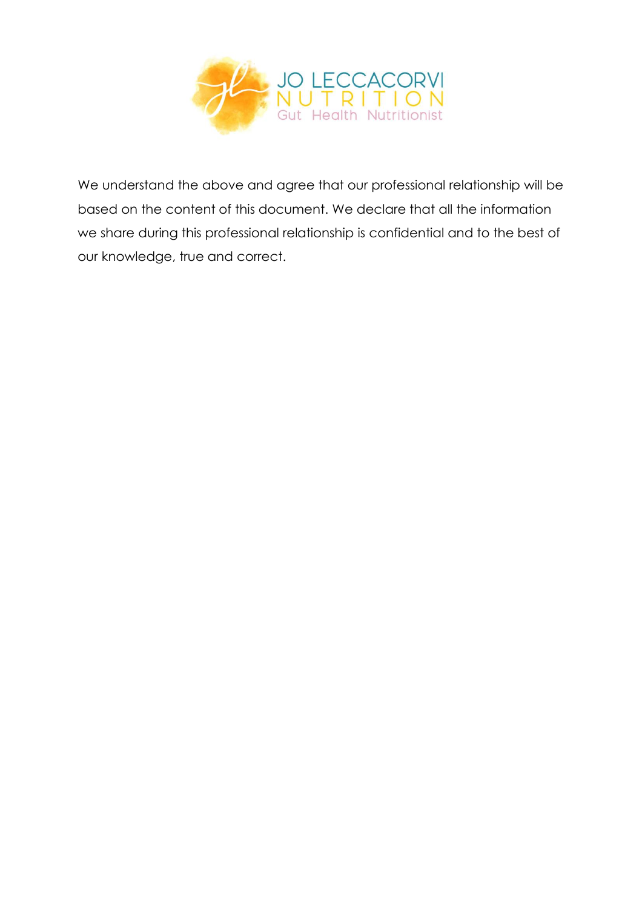We understand the above and agree that our professional relationship will be based on the content of this document. We declare that all the information we share during this professional relationship is confidential and to the best of our knowledge, true and correct.